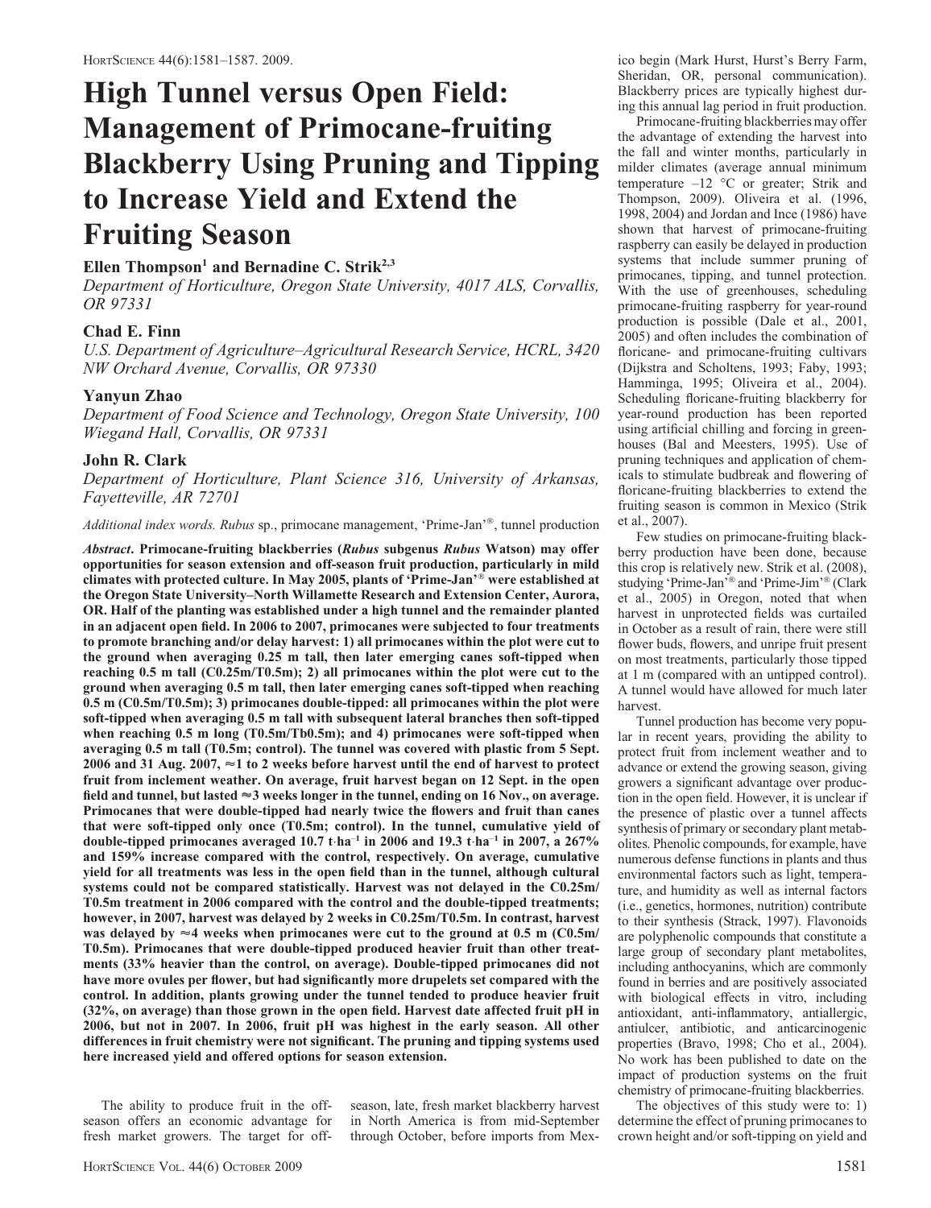# High Tunnel versus Open Field: Management of Primocane-fruiting Blackberry Using Pruning and Tipping to Increase Yield and Extend the Fruiting Season

**Ellen Thompson**[1] **and Bernadine C. Strik**[2,3]

*Department of Horticulture, Oregon State University, 4017 ALS, Corvallis, OR 97331*

**Chad E. Finn**

*U.S. Department of Agriculture–Agricultural Research Service, HCRL, 3420 NW Orchard Avenue, Corvallis, OR 97330*

**Yanyun Zhao**

*Department of Food Science and Technology, Oregon State University, 100 Wiegand Hall, Corvallis, OR 97331*

**John R. Clark**

*Department of Horticulture, Plant Science 316, University of Arkansas, Fayetteville, AR 72701*

*Additional index words.* *Rubus* sp., primocane management, 'Prime-Jan'®, tunnel production

*Abstract*. **Primocane-fruiting blackberries (*Rubus* subgenus *Rubus* Watson) may offer opportunities for season extension and off-season fruit production, particularly in mild climates with protected culture. In May 2005, plants of 'Prime-Jan'® were established at the Oregon State University–North Willamette Research and Extension Center, Aurora, OR. Half of the planting was established under a high tunnel and the remainder planted in an adjacent open field. In 2006 to 2007, primocanes were subjected to four treatments to promote branching and/or delay harvest: 1) all primocanes within the plot were cut to the ground when averaging 0.25 m tall, then later emerging canes soft-tipped when reaching 0.5 m tall (C0.25m/T0.5m); 2) all primocanes within the plot were cut to the ground when averaging 0.5 m tall, then later emerging canes soft-tipped when reaching 0.5 m (C0.5m/T0.5m); 3) primocanes double-tipped: all primocanes within the plot were soft-tipped when averaging 0.5 m tall with subsequent lateral branches then soft-tipped when reaching 0.5 m long (T0.5m/Tb0.5m); and 4) primocanes were soft-tipped when averaging 0.5 m tall (T0.5m; control). The tunnel was covered with plastic from 5 Sept. 2006 and 31 Aug. 2007, ≈1 to 2 weeks before harvest until the end of harvest to protect fruit from inclement weather. On average, fruit harvest began on 12 Sept. in the open field and tunnel, but lasted ≈3 weeks longer in the tunnel, ending on 16 Nov., on average. Primocanes that were double-tipped had nearly twice the flowers and fruit than canes that were soft-tipped only once (T0.5m; control). In the tunnel, cumulative yield of double-tipped primocanes averaged 10.7 t·ha$^{-1}$ in 2006 and 19.3 t·ha$^{-1}$ in 2007, a 267% and 159% increase compared with the control, respectively. On average, cumulative yield for all treatments was less in the open field than in the tunnel, although cultural systems could not be compared statistically. Harvest was not delayed in the C0.25m/T0.5m treatment in 2006 compared with the control and the double-tipped treatments; however, in 2007, harvest was delayed by 2 weeks in C0.25m/T0.5m. In contrast, harvest was delayed by ≈4 weeks when primocanes were cut to the ground at 0.5 m (C0.5m/T0.5m). Primocanes that were double-tipped produced heavier fruit than other treatments (33% heavier than the control, on average). Double-tipped primocanes did not have more ovules per flower, but had significantly more drupelets set compared with the control. In addition, plants growing under the tunnel tended to produce heavier fruit (32%, on average) than those grown in the open field. Harvest date affected fruit pH in 2006, but not in 2007. In 2006, fruit pH was highest in the early season. All other differences in fruit chemistry were not significant. The pruning and tipping systems used here increased yield and offered options for season extension.**

The ability to produce fruit in the off-season offers an economic advantage for fresh market growers. The target for off-season, late, fresh market blackberry harvest in North America is from mid-September through October, before imports from Mexico begin (Mark Hurst, Hurst's Berry Farm, Sheridan, OR, personal communication). Blackberry prices are typically highest during this annual lag period in fruit production.

Primocane-fruiting blackberries may offer the advantage of extending the harvest into the fall and winter months, particularly in milder climates (average annual minimum temperature –12 °C or greater; Strik and Thompson, 2009). Oliveira et al. (1996, 1998, 2004) and Jordan and Ince (1986) have shown that harvest of primocane-fruiting raspberry can easily be delayed in production systems that include summer pruning of primocanes, tipping, and tunnel protection. With the use of greenhouses, scheduling primocane-fruiting raspberry for year-round production is possible (Dale et al., 2001, 2005) and often includes the combination of floricane- and primocane-fruiting cultivars (Dijkstra and Scholtens, 1993; Faby, 1993; Hamminga, 1995; Oliveira et al., 2004). Scheduling floricane-fruiting blackberry for year-round production has been reported using artificial chilling and forcing in greenhouses (Bal and Meesters, 1995). Use of pruning techniques and application of chemicals to stimulate budbreak and flowering of floricane-fruiting blackberries to extend the fruiting season is common in Mexico (Strik et al., 2007).

Few studies on primocane-fruiting blackberry production have been done, because this crop is relatively new. Strik et al. (2008), studying 'Prime-Jan'® and 'Prime-Jim'® (Clark et al., 2005) in Oregon, noted that when harvest in unprotected fields was curtailed in October as a result of rain, there were still flower buds, flowers, and unripe fruit present on most treatments, particularly those tipped at 1 m (compared with an untipped control). A tunnel would have allowed for much later harvest.

Tunnel production has become very popular in recent years, providing the ability to protect fruit from inclement weather and to advance or extend the growing season, giving growers a significant advantage over production in the open field. However, it is unclear if the presence of plastic over a tunnel affects synthesis of primary or secondary plant metabolites. Phenolic compounds, for example, have numerous defense functions in plants and thus environmental factors such as light, temperature, and humidity as well as internal factors (i.e., genetics, hormones, nutrition) contribute to their synthesis (Strack, 1997). Flavonoids are polyphenolic compounds that constitute a large group of secondary plant metabolites, including anthocyanins, which are commonly found in berries and are positively associated with biological effects in vitro, including antioxidant, anti-inflammatory, antiallergic, antiulcer, antibiotic, and anticarcinogenic properties (Bravo, 1998; Cho et al., 2004). No work has been published to date on the impact of production systems on the fruit chemistry of primocane-fruiting blackberries.

The objectives of this study were to: 1) determine the effect of pruning primocanes to crown height and/or soft-tipping on yield and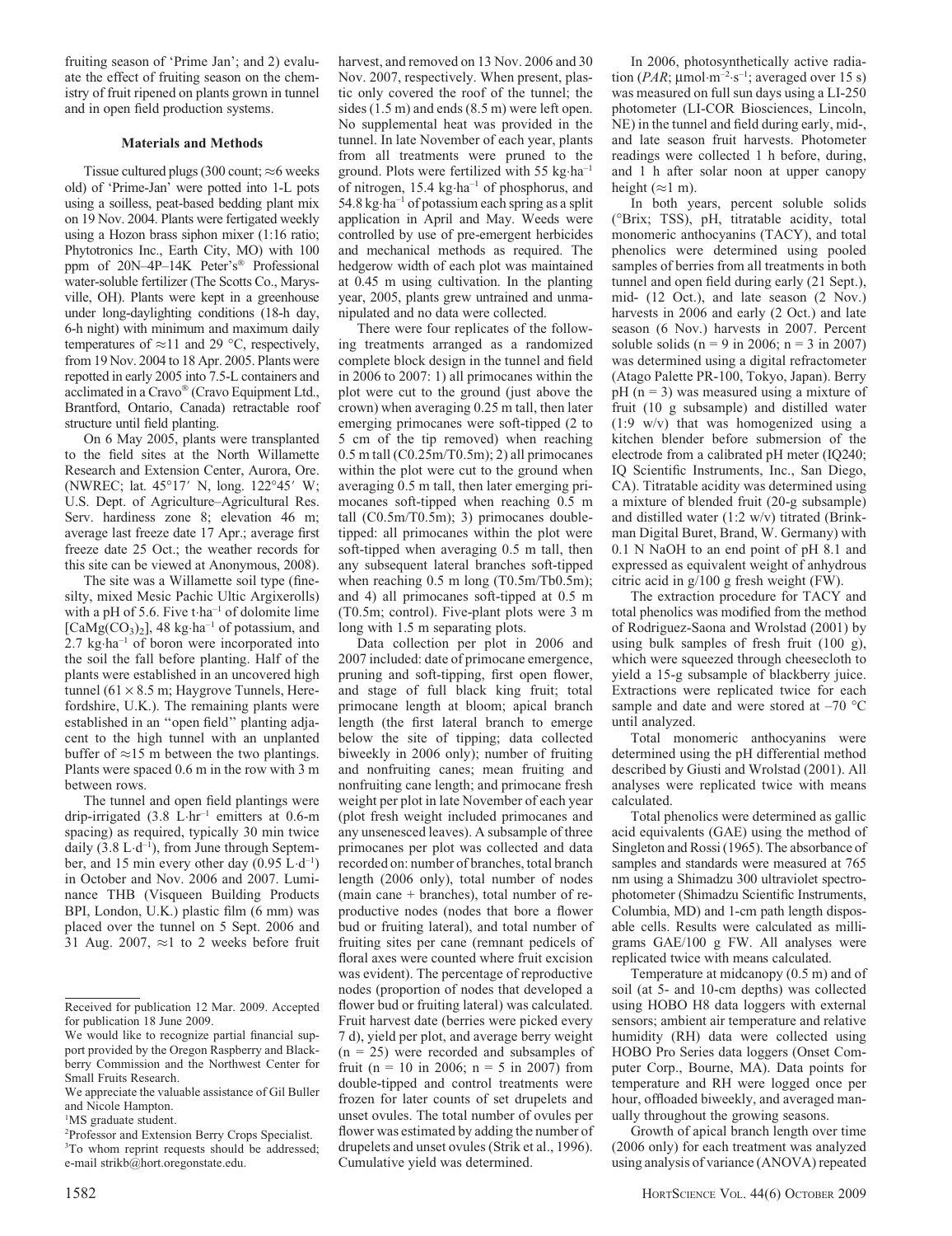fruiting season of 'Prime Jan'; and 2) evaluate the effect of fruiting season on the chemistry of fruit ripened on plants grown in tunnel and in open field production systems.

## Materials and Methods

Tissue cultured plugs (300 count; ≈6 weeks old) of 'Prime-Jan' were potted into 1-L pots using a soilless, peat-based bedding plant mix on 19 Nov. 2004. Plants were fertigated weekly using a Hozon brass siphon mixer (1:16 ratio; Phytotronics Inc., Earth City, MO) with 100 ppm of 20N–4P–14K Peter's® Professional water-soluble fertilizer (The Scotts Co., Marysville, OH). Plants were kept in a greenhouse under long-daylighting conditions (18-h day, 6-h night) with minimum and maximum daily temperatures of ≈11 and 29 °C, respectively, from 19 Nov. 2004 to 18 Apr. 2005. Plants were repotted in early 2005 into 7.5-L containers and acclimated in a Cravo® (Cravo Equipment Ltd., Brantford, Ontario, Canada) retractable roof structure until field planting.

On 6 May 2005, plants were transplanted to the field sites at the North Willamette Research and Extension Center, Aurora, Ore. (NWREC; lat. 45°17′ N, long. 122°45′ W; U.S. Dept. of Agriculture–Agricultural Res. Serv. hardiness zone 8; elevation 46 m; average last freeze date 17 Apr.; average first freeze date 25 Oct.; the weather records for this site can be viewed at Anonymous, 2008).

The site was a Willamette soil type (fine-silty, mixed Mesic Pachic Ultic Argixerolls) with a pH of 5.6. Five t·ha$^{-1}$ of dolomite lime [$CaMg(CO_3)_2$], 48 kg·ha$^{-1}$ of potassium, and 2.7 kg·ha$^{-1}$ of boron were incorporated into the soil the fall before planting. Half of the plants were established in an uncovered high tunnel (61 × 8.5 m; Haygrove Tunnels, Herefordshire, U.K.). The remaining plants were established in an "open field" planting adjacent to the high tunnel with an unplanted buffer of ≈15 m between the two plantings. Plants were spaced 0.6 m in the row with 3 m between rows.

The tunnel and open field plantings were drip-irrigated (3.8 L·hr$^{-1}$ emitters at 0.6-m spacing) as required, typically 30 min twice daily (3.8 L·d$^{-1}$), from June through September, and 15 min every other day (0.95 L·d$^{-1}$) in October and Nov. 2006 and 2007. Luminance THB (Visqueen Building Products BPI, London, U.K.) plastic film (6 mm) was placed over the tunnel on 5 Sept. 2006 and 31 Aug. 2007, ≈1 to 2 weeks before fruit harvest, and removed on 13 Nov. 2006 and 30 Nov. 2007, respectively. When present, plastic only covered the roof of the tunnel; the sides (1.5 m) and ends (8.5 m) were left open. No supplemental heat was provided in the tunnel. In late November of each year, plants from all treatments were pruned to the ground. Plots were fertilized with 55 kg·ha$^{-1}$ of nitrogen, 15.4 kg·ha$^{-1}$ of phosphorus, and 54.8 kg·ha$^{-1}$ of potassium each spring as a split application in April and May. Weeds were controlled by use of pre-emergent herbicides and mechanical methods as required. The hedgerow width of each plot was maintained at 0.45 m using cultivation. In the planting year, 2005, plants grew untrained and unmanipulated and no data were collected.

There were four replicates of the following treatments arranged as a randomized complete block design in the tunnel and field in 2006 to 2007: 1) all primocanes within the plot were cut to the ground (just above the crown) when averaging 0.25 m tall, then later emerging primocanes were soft-tipped (2 to 5 cm of the tip removed) when reaching 0.5 m tall (C0.25m/T0.5m); 2) all primocanes within the plot were cut to the ground when averaging 0.5 m tall, then later emerging primocanes soft-tipped when reaching 0.5 m tall (C0.5m/T0.5m); 3) primocanes double-tipped: all primocanes within the plot were soft-tipped when averaging 0.5 m tall, then any subsequent lateral branches soft-tipped when reaching 0.5 m long (T0.5m/Tb0.5m); and 4) all primocanes soft-tipped at 0.5 m (T0.5m; control). Five-plant plots were 3 m long with 1.5 m separating plots.

Data collection per plot in 2006 and 2007 included: date of primocane emergence, pruning and soft-tipping, first open flower, and stage of full black king fruit; total primocane length at bloom; apical branch length (the first lateral branch to emerge below the site of tipping; data collected biweekly in 2006 only); number of fruiting and nonfruiting canes; mean fruiting and nonfruiting cane length; and primocane fresh weight per plot in late November of each year (plot fresh weight included primocanes and any unsenesced leaves). A subsample of three primocanes per plot was collected and data recorded on: number of branches, total branch length (2006 only), total number of nodes (main cane + branches), total number of reproductive nodes (nodes that bore a flower bud or fruiting lateral), and total number of fruiting sites per cane (remnant pedicels of floral axes were counted where fruit excision was evident). The percentage of reproductive nodes (proportion of nodes that developed a flower bud or fruiting lateral) was calculated. Fruit harvest date (berries were picked every 7 d), yield per plot, and average berry weight (n = 25) were recorded and subsamples of fruit (n = 10 in 2006; n = 5 in 2007) from double-tipped and control treatments were frozen for later counts of set drupelets and unset ovules. The total number of ovules per flower was estimated by adding the number of drupelets and unset ovules (Strik et al., 1996). Cumulative yield was determined.

In 2006, photosynthetically active radiation (*PAR*; μmol·m$^{-2}$·s$^{-1}$; averaged over 15 s) was measured on full sun days using a LI-250 photometer (LI-COR Biosciences, Lincoln, NE) in the tunnel and field during early, mid-, and late season fruit harvests. Photometer readings were collected 1 h before, during, and 1 h after solar noon at upper canopy height (≈1 m).

In both years, percent soluble solids (°Brix; TSS), pH, titratable acidity, total monomeric anthocyanins (TACY), and total phenolics were determined using pooled samples of berries from all treatments in both tunnel and open field during early (21 Sept.), mid- (12 Oct.), and late season (2 Nov.) harvests in 2006 and early (2 Oct.) and late season (6 Nov.) harvests in 2007. Percent soluble solids (n = 9 in 2006; n = 3 in 2007) was determined using a digital refractometer (Atago Palette PR-100, Tokyo, Japan). Berry pH (n = 3) was measured using a mixture of fruit (10 g subsample) and distilled water (1:9 w/v) that was homogenized using a kitchen blender before submersion of the electrode from a calibrated pH meter (IQ240; IQ Scientific Instruments, Inc., San Diego, CA). Titratable acidity was determined using a mixture of blended fruit (20-g subsample) and distilled water (1:2 w/v) titrated (Brinkman Digital Buret, Brand, W. Germany) with 0.1 N NaOH to an end point of pH 8.1 and expressed as equivalent weight of anhydrous citric acid in g/100 g fresh weight (FW).

The extraction procedure for TACY and total phenolics was modified from the method of Rodriguez-Saona and Wrolstad (2001) by using bulk samples of fresh fruit (100 g), which were squeezed through cheesecloth to yield a 15-g subsample of blackberry juice. Extractions were replicated twice for each sample and date and were stored at –70 °C until analyzed.

Total monomeric anthocyanins were determined using the pH differential method described by Giusti and Wrolstad (2001). All analyses were replicated twice with means calculated.

Total phenolics were determined as gallic acid equivalents (GAE) using the method of Singleton and Rossi (1965). The absorbance of samples and standards were measured at 765 nm using a Shimadzu 300 ultraviolet spectrophotometer (Shimadzu Scientific Instruments, Columbia, MD) and 1-cm path length disposable cells. Results were calculated as milligrams GAE/100 g FW. All analyses were replicated twice with means calculated.

Temperature at midcanopy (0.5 m) and of soil (at 5- and 10-cm depths) was collected using HOBO H8 data loggers with external sensors; ambient air temperature and relative humidity (RH) data were collected using HOBO Pro Series data loggers (Onset Computer Corp., Bourne, MA). Data points for temperature and RH were logged once per hour, offloaded biweekly, and averaged manually throughout the growing seasons.

Growth of apical branch length over time (2006 only) for each treatment was analyzed using analysis of variance (ANOVA) repeated

---

Received for publication 12 Mar. 2009. Accepted for publication 18 June 2009.

We would like to recognize partial financial support provided by the Oregon Raspberry and Blackberry Commission and the Northwest Center for Small Fruits Research.

We appreciate the valuable assistance of Gil Buller and Nicole Hampton.

[1]MS graduate student.

[2]Professor and Extension Berry Crops Specialist.

[3]To whom reprint requests should be addressed; e-mail strikb@hort.oregonstate.edu.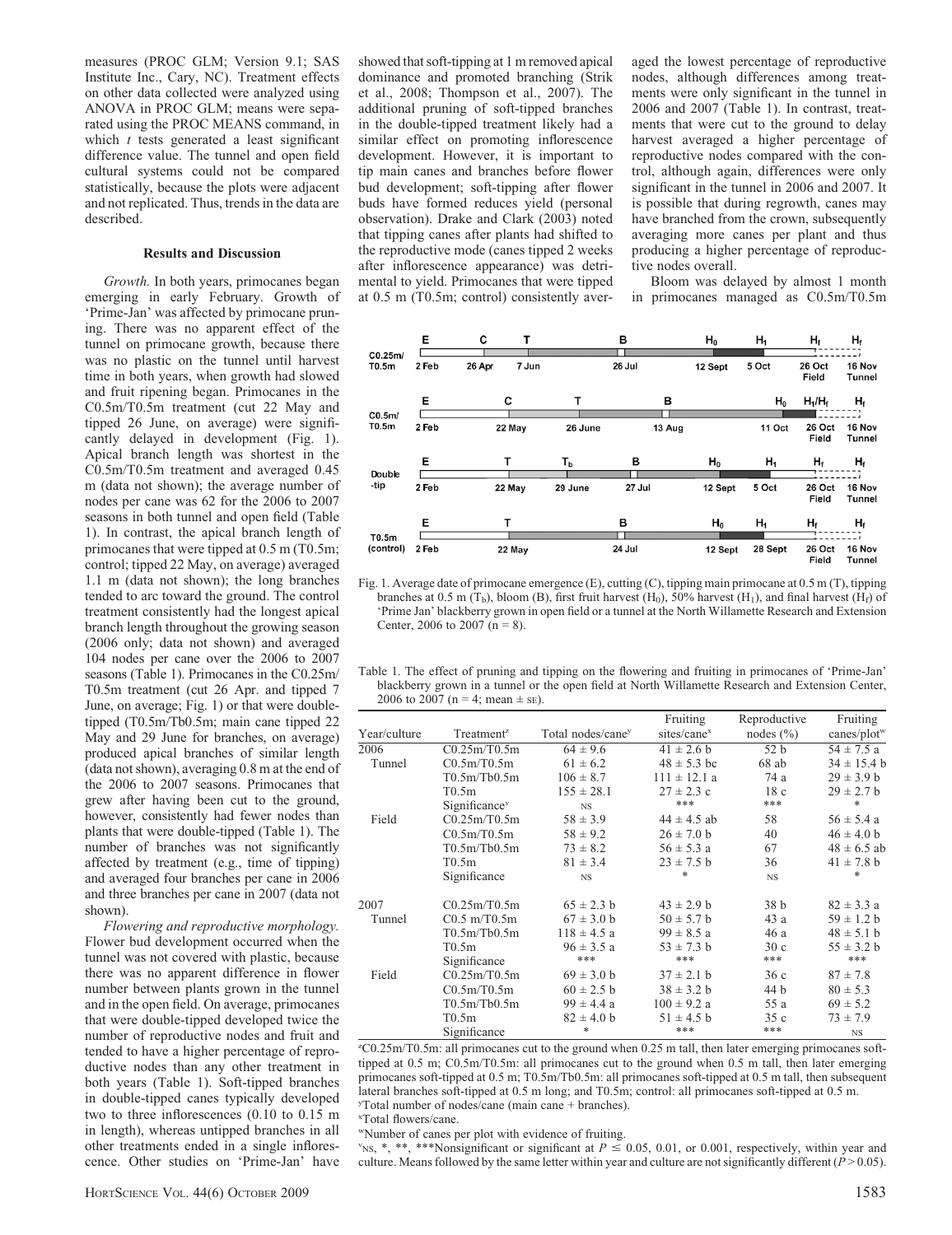measures (PROC GLM; Version 9.1; SAS Institute Inc., Cary, NC). Treatment effects on other data collected were analyzed using ANOVA in PROC GLM; means were separated using the PROC MEANS command, in which *t* tests generated a least significant difference value. The tunnel and open field cultural systems could not be compared statistically, because the plots were adjacent and not replicated. Thus, trends in the data are described.

## Results and Discussion

*Growth.* In both years, primocanes began emerging in early February. Growth of 'Prime-Jan' was affected by primocane pruning. There was no apparent effect of the tunnel on primocane growth, because there was no plastic on the tunnel until harvest time in both years, when growth had slowed and fruit ripening began. Primocanes in the C0.5m/T0.5m treatment (cut 22 May and tipped 26 June, on average) were significantly delayed in development (Fig. 1). Apical branch length was shortest in the C0.5m/T0.5m treatment and averaged 0.45 m (data not shown); the average number of nodes per cane was 62 for the 2006 to 2007 seasons in both tunnel and open field (Table 1). In contrast, the apical branch length of primocanes that were tipped at 0.5 m (T0.5m; control; tipped 22 May, on average) averaged 1.1 m (data not shown); the long branches tended to arc toward the ground. The control treatment consistently had the longest apical branch length throughout the growing season (2006 only; data not shown) and averaged 104 nodes per cane over the 2006 to 2007 seasons (Table 1). Primocanes in the C0.25m/T0.5m treatment (cut 26 Apr. and tipped 7 June, on average; Fig. 1) or that were double-tipped (T0.5m/Tb0.5m; main cane tipped 22 May and 29 June for branches, on average) produced apical branches of similar length (data not shown), averaging 0.8 m at the end of the 2006 to 2007 seasons. Primocanes that grew after having been cut to the ground, however, consistently had fewer nodes than plants that were double-tipped (Table 1). The number of branches was not significantly affected by treatment (e.g., time of tipping) and averaged four branches per cane in 2006 and three branches per cane in 2007 (data not shown).

*Flowering and reproductive morphology.* Flower bud development occurred when the tunnel was not covered with plastic, because there was no apparent difference in flower number between plants grown in the tunnel and in the open field. On average, primocanes that were double-tipped developed twice the number of reproductive nodes and fruit and tended to have a higher percentage of reproductive nodes than any other treatment in both years (Table 1). Soft-tipped branches in double-tipped canes typically developed two to three inflorescences (0.10 to 0.15 m in length), whereas untipped branches in all other treatments ended in a single inflorescence. Other studies on 'Prime-Jan' have showed that soft-tipping at 1 m removed apical dominance and promoted branching (Strik et al., 2008; Thompson et al., 2007). The additional pruning of soft-tipped branches in the double-tipped treatment likely had a similar effect on promoting inflorescence development. However, it is important to tip main canes and branches before flower bud development; soft-tipping after flower buds have formed reduces yield (personal observation). Drake and Clark (2003) noted that tipping canes after plants had shifted to the reproductive mode (canes tipped 2 weeks after inflorescence appearance) was detrimental to yield. Primocanes that were tipped at 0.5 m (T0.5m; control) consistently averaged the lowest percentage of reproductive nodes, although differences among treatments were only significant in the tunnel in 2006 and 2007 (Table 1). In contrast, treatments that were cut to the ground to delay harvest averaged a higher percentage of reproductive nodes compared with the control, although again, differences were only significant in the tunnel in 2006 and 2007. It is possible that during regrowth, canes may have branched from the crown, subsequently averaging more canes per plant and thus producing a higher percentage of reproductive nodes overall.

Bloom was delayed by almost 1 month in primocanes managed as C0.5m/T0.5m

| Treatment | E | C | T | $T_b$ | B | $H_0$ | $H_1$ | $H_f$ Field | $H_f$ Tunnel |
|---|---|---|---|---|---|---|---|---|---|
| C0.25m/T0.5m | 2 Feb | 26 Apr | 7 Jun | | 26 Jul | 12 Sept | 5 Oct | 26 Oct | 16 Nov |
| C0.5m/T0.5m | 2 Feb | 22 May | 26 June | | 13 Aug | 11 Oct | 26 Oct ($H_1/H_f$) | 26 Oct | 16 Nov |
| Double-tip | 2 Feb | | 22 May | 29 June | 27 Jul | 12 Sept | 5 Oct | 26 Oct | 16 Nov |
| T0.5m (control) | 2 Feb | | 22 May | | 24 Jul | 12 Sept | 28 Sept | 26 Oct | 16 Nov |

Fig. 1. Average date of primocane emergence (E), cutting (C), tipping main primocane at 0.5 m (T), tipping branches at 0.5 m ($T_b$), bloom (B), first fruit harvest ($H_0$), 50% harvest ($H_1$), and final harvest ($H_f$) of 'Prime Jan' blackberry grown in open field or a tunnel at the North Willamette Research and Extension Center, 2006 to 2007 (n = 8).

Table 1. The effect of pruning and tipping on the flowering and fruiting in primocanes of 'Prime-Jan' blackberry grown in a tunnel or the open field at North Willamette Research and Extension Center, 2006 to 2007 (n = 4; mean ± SE).

| Year/culture | Treatment[z] | Total nodes/cane[y] | Fruiting sites/cane[x] | Reproductive nodes (%) | Fruiting canes/plot[w] |
|---|---|---|---|---|---|
| 2006 Tunnel | C0.25m/T0.5m | 64 ± 9.6 | 41 ± 2.6 b | 52 b | 54 ± 7.5 a |
| | C0.5m/T0.5m | 61 ± 6.2 | 48 ± 5.3 bc | 68 ab | 34 ± 15.4 b |
| | T0.5m/Tb0.5m | 106 ± 8.7 | 111 ± 12.1 a | 74 a | 29 ± 3.9 b |
| | T0.5m | 155 ± 28.1 | 27 ± 2.3 c | 18 c | 29 ± 2.7 b |
| | Significance[v] | NS | *** | *** | * |
| Field | C0.25m/T0.5m | 58 ± 3.9 | 44 ± 4.5 ab | 58 | 56 ± 5.4 a |
| | C0.5m/T0.5m | 58 ± 9.2 | 26 ± 7.0 b | 40 | 46 ± 4.0 b |
| | T0.5m/Tb0.5m | 73 ± 8.2 | 56 ± 5.3 a | 67 | 48 ± 6.5 ab |
| | T0.5m | 81 ± 3.4 | 23 ± 7.5 b | 36 | 41 ± 7.8 b |
| | Significance | NS | * | NS | * |
| 2007 Tunnel | C0.25m/T0.5m | 65 ± 2.3 b | 43 ± 2.9 b | 38 b | 82 ± 3.3 a |
| | C0.5 m/T0.5m | 67 ± 3.0 b | 50 ± 5.7 b | 43 a | 59 ± 1.2 b |
| | T0.5m/Tb0.5m | 118 ± 4.5 a | 99 ± 8.5 a | 46 a | 48 ± 5.1 b |
| | T0.5m | 96 ± 3.5 a | 53 ± 7.3 b | 30 c | 55 ± 3.2 b |
| | Significance | *** | *** | *** | *** |
| Field | C0.25m/T0.5m | 69 ± 3.0 b | 37 ± 2.1 b | 36 c | 87 ± 7.8 |
| | C0.5m/T0.5m | 60 ± 2.5 b | 38 ± 3.2 b | 44 b | 80 ± 5.3 |
| | T0.5m/Tb0.5m | 99 ± 4.4 a | 100 ± 9.2 a | 55 a | 69 ± 5.2 |
| | T0.5m | 82 ± 4.0 b | 51 ± 4.5 b | 35 c | 73 ± 7.9 |
| | Significance | * | *** | *** | NS |

[z]C0.25m/T0.5m: all primocanes cut to the ground when 0.25 m tall, then later emerging primocanes soft-tipped at 0.5 m; C0.5m/T0.5m: all primocanes cut to the ground when 0.5 m tall, then later emerging primocanes soft-tipped at 0.5 m; T0.5m/Tb0.5m: all primocanes soft-tipped at 0.5 m tall, then subsequent lateral branches soft-tipped at 0.5 m long; and T0.5m; control: all primocanes soft-tipped at 0.5 m.

[y]Total number of nodes/cane (main cane + branches).

[x]Total flowers/cane.

[w]Number of canes per plot with evidence of fruiting.

[v]NS, *, **, ***Nonsignificant or significant at $P \leq 0.05$, 0.01, or 0.001, respectively, within year and culture. Means followed by the same letter within year and culture are not significantly different ($P > 0.05$).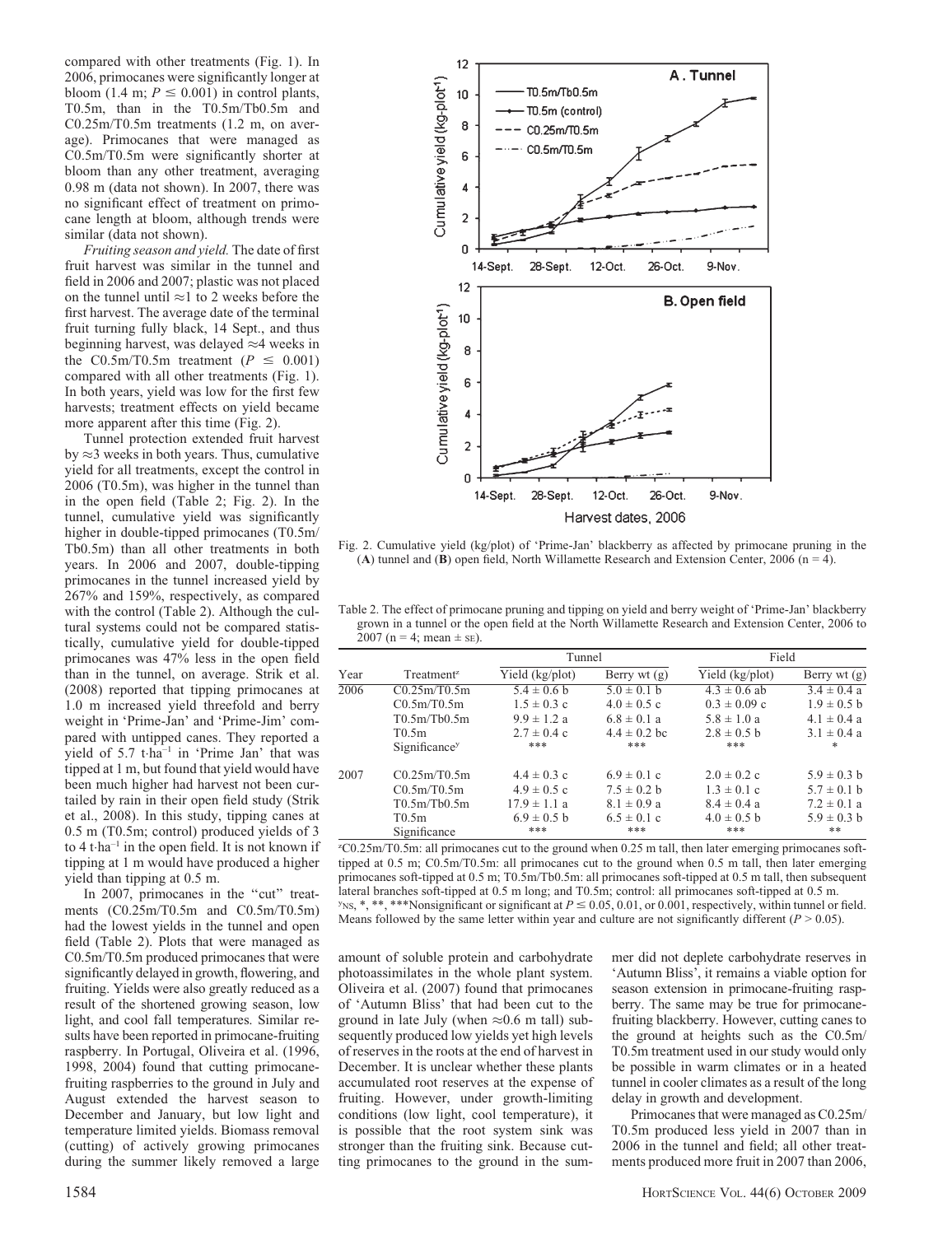compared with other treatments (Fig. 1). In 2006, primocanes were significantly longer at bloom (1.4 m; $P \leq 0.001$) in control plants, T0.5m, than in the T0.5m/Tb0.5m and C0.25m/T0.5m treatments (1.2 m, on average). Primocanes that were managed as C0.5m/T0.5m were significantly shorter at bloom than any other treatment, averaging 0.98 m (data not shown). In 2007, there was no significant effect of treatment on primocane length at bloom, although trends were similar (data not shown).

*Fruiting season and yield.* The date of first fruit harvest was similar in the tunnel and field in 2006 and 2007; plastic was not placed on the tunnel until ≈1 to 2 weeks before the first harvest. The average date of the terminal fruit turning fully black, 14 Sept., and thus beginning harvest, was delayed ≈4 weeks in the C0.5m/T0.5m treatment ($P \leq 0.001$) compared with all other treatments (Fig. 1). In both years, yield was low for the first few harvests; treatment effects on yield became more apparent after this time (Fig. 2).

Tunnel protection extended fruit harvest by ≈3 weeks in both years. Thus, cumulative yield for all treatments, except the control in 2006 (T0.5m), was higher in the tunnel than in the open field (Table 2; Fig. 2). In the tunnel, cumulative yield was significantly higher in double-tipped primocanes (T0.5m/Tb0.5m) than all other treatments in both years. In 2006 and 2007, double-tipping primocanes in the tunnel increased yield by 267% and 159%, respectively, as compared with the control (Table 2). Although the cultural systems could not be compared statistically, cumulative yield for double-tipped primocanes was 47% less in the open field than in the tunnel, on average. Strik et al. (2008) reported that tipping primocanes at 1.0 m increased yield threefold and berry weight in 'Prime-Jan' and 'Prime-Jim' compared with untipped canes. They reported a yield of 5.7 t·ha$^{-1}$ in 'Prime Jan' that was tipped at 1 m, but found that yield would have been much higher had harvest not been curtailed by rain in their open field study (Strik et al., 2008). In this study, tipping canes at 0.5 m (T0.5m; control) produced yields of 3 to 4 t·ha$^{-1}$ in the open field. It is not known if tipping at 1 m would have produced a higher yield than tipping at 0.5 m.

In 2007, primocanes in the "cut" treatments (C0.25m/T0.5m and C0.5m/T0.5m) had the lowest yields in the tunnel and open field (Table 2). Plots that were managed as C0.5m/T0.5m produced primocanes that were significantly delayed in growth, flowering, and fruiting. Yields were also greatly reduced as a result of the shortened growing season, low light, and cool fall temperatures. Similar results have been reported in primocane-fruiting raspberry. In Portugal, Oliveira et al. (1996, 1998, 2004) found that cutting primocane-fruiting raspberries to the ground in July and August extended the harvest season to December and January, but low light and temperature limited yields. Biomass removal (cutting) of actively growing primocanes during the summer likely removed a large amount of soluble protein and carbohydrate photoassimilates in the whole plant system. Oliveira et al. (2007) found that primocanes of 'Autumn Bliss' that had been cut to the ground in late July (when ≈0.6 m tall) subsequently produced low yields yet high levels of reserves in the roots at the end of harvest in December. It is unclear whether these plants accumulated root reserves at the expense of fruiting. However, under growth-limiting conditions (low light, cool temperature), it is possible that the root system sink was stronger than the fruiting sink. Because cutting primocanes to the ground in the summer did not deplete carbohydrate reserves in 'Autumn Bliss', it remains a viable option for season extension in primocane-fruiting raspberry. The same may be true for primocane-fruiting blackberry. However, cutting canes to the ground at heights such as the C0.5m/T0.5m treatment used in our study would only be possible in warm climates or in a heated tunnel in cooler climates as a result of the long delay in growth and development.

Primocanes that were managed as C0.25m/T0.5m produced less yield in 2007 than in 2006 in the tunnel and field; all other treatments produced more fruit in 2007 than 2006,

Fig. 2. Cumulative yield (kg/plot) of 'Prime-Jan' blackberry as affected by primocane pruning in the (**A**) tunnel and (**B**) open field, North Willamette Research and Extension Center, 2006 (n = 4).

Table 2. The effect of primocane pruning and tipping on yield and berry weight of 'Prime-Jan' blackberry grown in a tunnel or the open field at the North Willamette Research and Extension Center, 2006 to 2007 (n = 4; mean ± SE).

| | | Tunnel | | Field | |
|---|---|---|---|---|---|
| Year | Treatment[z] | Yield (kg/plot) | Berry wt (g) | Yield (kg/plot) | Berry wt (g) |
| 2006 | C0.25m/T0.5m | 5.4 ± 0.6 b | 5.0 ± 0.1 b | 4.3 ± 0.6 ab | 3.4 ± 0.4 a |
| | C0.5m/T0.5m | 1.5 ± 0.3 c | 4.0 ± 0.5 c | 0.3 ± 0.09 c | 1.9 ± 0.5 b |
| | T0.5m/Tb0.5m | 9.9 ± 1.2 a | 6.8 ± 0.1 a | 5.8 ± 1.0 a | 4.1 ± 0.4 a |
| | T0.5m | 2.7 ± 0.4 c | 4.4 ± 0.2 bc | 2.8 ± 0.5 b | 3.1 ± 0.4 a |
| | Significance[y] | *** | *** | *** | * |
| 2007 | C0.25m/T0.5m | 4.4 ± 0.3 c | 6.9 ± 0.1 c | 2.0 ± 0.2 c | 5.9 ± 0.3 b |
| | C0.5m/T0.5m | 4.9 ± 0.5 c | 7.5 ± 0.2 b | 1.3 ± 0.1 c | 5.7 ± 0.1 b |
| | T0.5m/Tb0.5m | 17.9 ± 1.1 a | 8.1 ± 0.9 a | 8.4 ± 0.4 a | 7.2 ± 0.1 a |
| | T0.5m | 6.9 ± 0.5 b | 6.5 ± 0.1 c | 4.0 ± 0.5 b | 5.9 ± 0.3 b |
| | Significance | *** | *** | *** | ** |

[z]C0.25m/T0.5m: all primocanes cut to the ground when 0.25 m tall, then later emerging primocanes soft-tipped at 0.5 m; C0.5m/T0.5m: all primocanes cut to the ground when 0.5 m tall, then later emerging primocanes soft-tipped at 0.5 m; T0.5m/Tb0.5m: all primocanes soft-tipped at 0.5 m tall, then subsequent lateral branches soft-tipped at 0.5 m long; and T0.5m; control: all primocanes soft-tipped at 0.5 m.
[y]NS, *, **, ***Nonsignificant or significant at $P \leq 0.05$, 0.01, or 0.001, respectively, within tunnel or field. Means followed by the same letter within year and culture are not significantly different ($P > 0.05$).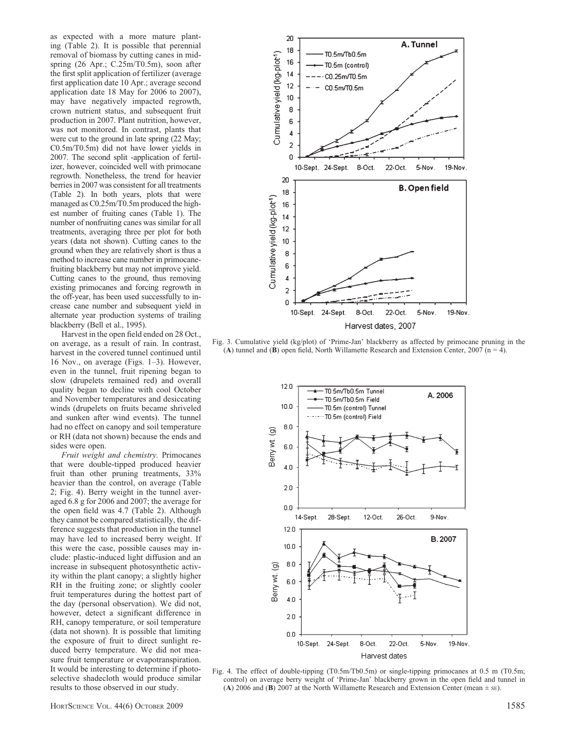as expected with a more mature planting (Table 2). It is possible that perennial removal of biomass by cutting canes in mid-spring (26 Apr.; C.25m/T0.5m), soon after the first split application of fertilizer (average first application date 10 Apr.; average second application date 18 May for 2006 to 2007), may have negatively impacted regrowth, crown nutrient status, and subsequent fruit production in 2007. Plant nutrition, however, was not monitored. In contrast, plants that were cut to the ground in late spring (22 May; C0.5m/T0.5m) did not have lower yields in 2007. The second split -application of fertilizer, however, coincided well with primocane regrowth. Nonetheless, the trend for heavier berries in 2007 was consistent for all treatments (Table 2). In both years, plots that were managed as C0.25m/T0.5m produced the highest number of fruiting canes (Table 1). The number of nonfruiting canes was similar for all treatments, averaging three per plot for both years (data not shown). Cutting canes to the ground when they are relatively short is thus a method to increase cane number in primocane-fruiting blackberry but may not improve yield. Cutting canes to the ground, thus removing existing primocanes and forcing regrowth in the off-year, has been used successfully to increase cane number and subsequent yield in alternate year production systems of trailing blackberry (Bell et al., 1995).

Harvest in the open field ended on 28 Oct., on average, as a result of rain. In contrast, harvest in the covered tunnel continued until 16 Nov., on average (Figs. 1–3). However, even in the tunnel, fruit ripening began to slow (drupelets remained red) and overall quality began to decline with cool October and November temperatures and desiccating winds (drupelets on fruits became shriveled and sunken after wind events). The tunnel had no effect on canopy and soil temperature or RH (data not shown) because the ends and sides were open.

*Fruit weight and chemistry.* Primocanes that were double-tipped produced heavier fruit than other pruning treatments, 33% heavier than the control, on average (Table 2; Fig. 4). Berry weight in the tunnel averaged 6.8 g for 2006 and 2007; the average for the open field was 4.7 (Table 2). Although they cannot be compared statistically, the difference suggests that production in the tunnel may have led to increased berry weight. If this were the case, possible causes may include: plastic-induced light diffusion and an increase in subsequent photosynthetic activity within the plant canopy; a slightly higher RH in the fruiting zone; or slightly cooler fruit temperatures during the hottest part of the day (personal observation). We did not, however, detect a significant difference in RH, canopy temperature, or soil temperature (data not shown). It is possible that limiting the exposure of fruit to direct sunlight reduced berry temperature. We did not measure fruit temperature or evapotranspiration. It would be interesting to determine if photoselective shadecloth would produce similar results to those observed in our study.

Fig. 3. Cumulative yield (kg/plot) of 'Prime-Jan' blackberry as affected by primocane pruning in the (**A**) tunnel and (**B**) open field, North Willamette Research and Extension Center, 2007 (n = 4).

Fig. 4. The effect of double-tipping (T0.5m/Tb0.5m) or single-tipping primocanes at 0.5 m (T0.5m; control) on average berry weight of 'Prime-Jan' blackberry grown in the open field and tunnel in (**A**) 2006 and (**B**) 2007 at the North Willamette Research and Extension Center (mean ± SE).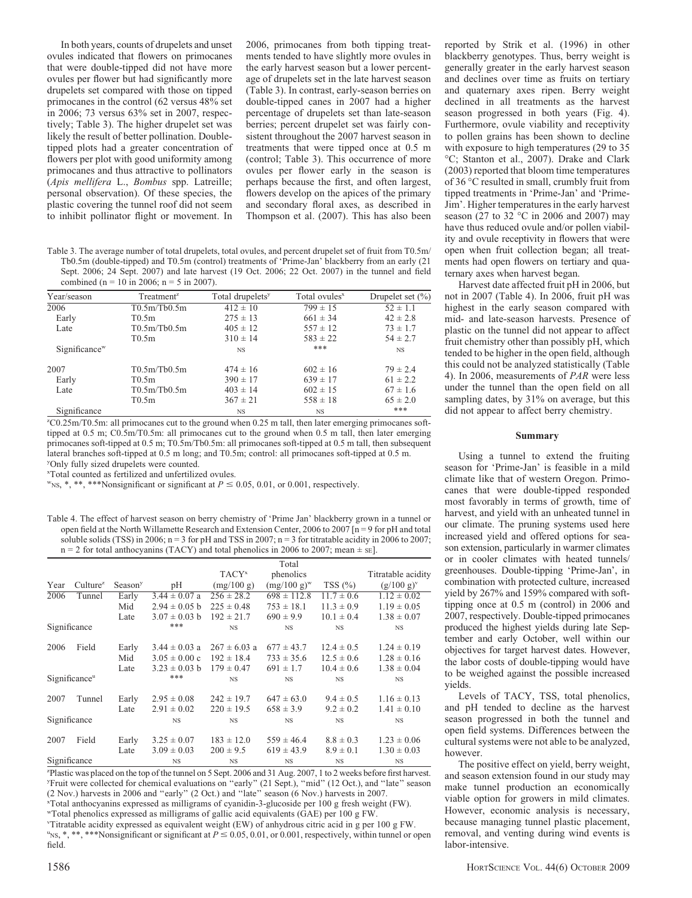In both years, counts of drupelets and unset ovules indicated that flowers on primocanes that were double-tipped did not have more ovules per flower but had significantly more drupelets set compared with those on tipped primocanes in the control (62 versus 48% set in 2006; 73 versus 63% set in 2007, respectively; Table 3). The higher drupelet set was likely the result of better pollination. Double-tipped plots had a greater concentration of flowers per plot with good uniformity among primocanes and thus attractive to pollinators (*Apis mellifera* L., *Bombus* spp. Latreille; personal observation). Of these species, the plastic covering the tunnel roof did not seem to inhibit pollinator flight or movement. In 2006, primocanes from both tipping treatments tended to have slightly more ovules in the early harvest season but a lower percentage of drupelets set in the late harvest season (Table 3). In contrast, early-season berries on double-tipped canes in 2007 had a higher percentage of drupelets set than late-season berries; percent drupelet set was fairly consistent throughout the 2007 harvest season in treatments that were tipped once at 0.5 m (control; Table 3). This occurrence of more ovules per flower early in the season is perhaps because the first, and often largest, flowers develop on the apices of the primary and secondary floral axes, as described in Thompson et al. (2007). This has also been reported by Strik et al. (1996) in other blackberry genotypes. Thus, berry weight is generally greater in the early harvest season and declines over time as fruits on tertiary and quaternary axes ripen. Berry weight declined in all treatments as the harvest season progressed in both years (Fig. 4). Furthermore, ovule viability and receptivity to pollen grains has been shown to decline with exposure to high temperatures (29 to 35 °C; Stanton et al., 2007). Drake and Clark (2003) reported that bloom time temperatures of 36 °C resulted in small, crumbly fruit from tipped treatments in 'Prime-Jan' and 'Prime-Jim'. Higher temperatures in the early harvest season (27 to 32 °C in 2006 and 2007) may have thus reduced ovule and/or pollen viability and ovule receptivity in flowers that were open when fruit collection began; all treatments had open flowers on tertiary and quaternary axes when harvest began.

Harvest date affected fruit pH in 2006, but not in 2007 (Table 4). In 2006, fruit pH was highest in the early season compared with mid- and late-season harvests. Presence of plastic on the tunnel did not appear to affect fruit chemistry other than possibly pH, which tended to be higher in the open field, although this could not be analyzed statistically (Table 4). In 2006, measurements of *PAR* were less under the tunnel than the open field on all sampling dates, by 31% on average, but this did not appear to affect berry chemistry.

Table 3. The average number of total drupelets, total ovules, and percent drupelet set of fruit from T0.5m/Tb0.5m (double-tipped) and T0.5m (control) treatments of 'Prime-Jan' blackberry from an early (21 Sept. 2006; 24 Sept. 2007) and late harvest (19 Oct. 2006; 22 Oct. 2007) in the tunnel and field combined (n = 10 in 2006; n = 5 in 2007).

| Year/season | Treatment[z] | Total drupelets[y] | Total ovules[x] | Drupelet set (%) |
|---|---|---|---|---|
| 2006 | | | | |
| Early | T0.5m/Tb0.5m | 412 ± 10 | 799 ± 15 | 52 ± 1.1 |
| | T0.5m | 275 ± 13 | 661 ± 34 | 42 ± 2.8 |
| Late | T0.5m/Tb0.5m | 405 ± 12 | 557 ± 12 | 73 ± 1.7 |
| | T0.5m | 310 ± 14 | 583 ± 22 | 54 ± 2.7 |
| Significance[w] | | NS | *** | NS |
| 2007 | | | | |
| Early | T0.5m/Tb0.5m | 474 ± 16 | 602 ± 16 | 79 ± 2.4 |
| | T0.5m | 390 ± 17 | 639 ± 17 | 61 ± 2.2 |
| Late | T0.5m/Tb0.5m | 403 ± 14 | 602 ± 15 | 67 ± 1.6 |
| | T0.5m | 367 ± 21 | 558 ± 18 | 65 ± 2.0 |
| Significance | | NS | NS | *** |

[z]C0.25m/T0.5m: all primocanes cut to the ground when 0.25 m tall, then later emerging primocanes soft-tipped at 0.5 m; C0.5m/T0.5m: all primocanes cut to the ground when 0.5 m tall, then later emerging primocanes soft-tipped at 0.5 m; T0.5m/Tb0.5m: all primocanes soft-tipped at 0.5 m tall, then subsequent lateral branches soft-tipped at 0.5 m long; and T0.5m; control: all primocanes soft-tipped at 0.5 m.

[y]Only fully sized drupelets were counted.

[x]Total counted as fertilized and unfertilized ovules.

[w]NS, *, **, ***Nonsignificant or significant at $P \leq 0.05$, 0.01, or 0.001, respectively.

Table 4. The effect of harvest season on berry chemistry of 'Prime Jan' blackberry grown in a tunnel or open field at the North Willamette Research and Extension Center, 2006 to 2007 [n = 9 for pH and total soluble solids (TSS) in 2006; n = 3 for pH and TSS in 2007; n = 3 for titratable acidity in 2006 to 2007; n = 2 for total anthocyanins (TACY) and total phenolics in 2006 to 2007; mean ± SE].

| Year | Culture[z] | Season[y] | pH | TACY[x] (mg/100 g) | Total phenolics (mg/100 g)[w] | TSS (%) | Titratable acidity (g/100 g)[v] |
|---|---|---|---|---|---|---|---|
| 2006 | Tunnel | Early | 3.44 ± 0.07 a | 256 ± 28.2 | 698 ± 112.8 | 11.7 ± 0.6 | 1.12 ± 0.02 |
| | | Mid | 2.94 ± 0.05 b | 225 ± 0.48 | 753 ± 18.1 | 11.3 ± 0.9 | 1.19 ± 0.05 |
| | | Late | 3.07 ± 0.03 b | 192 ± 21.7 | 690 ± 9.9 | 10.1 ± 0.4 | 1.38 ± 0.07 |
| Significance | | | *** | NS | NS | NS | NS |
| 2006 | Field | Early | 3.44 ± 0.03 a | 267 ± 6.03 a | 677 ± 43.7 | 12.4 ± 0.5 | 1.24 ± 0.19 |
| | | Mid | 3.05 ± 0.00 c | 192 ± 18.4 | 733 ± 35.6 | 12.5 ± 0.6 | 1.28 ± 0.16 |
| | | Late | 3.23 ± 0.03 b | 179 ± 0.47 | 691 ± 1.7 | 10.4 ± 0.6 | 1.38 ± 0.04 |
| Significance[u] | | | *** | NS | NS | NS | NS |
| 2007 | Tunnel | Early | 2.95 ± 0.08 | 242 ± 19.7 | 647 ± 63.0 | 9.4 ± 0.5 | 1.16 ± 0.13 |
| | | Late | 2.91 ± 0.02 | 220 ± 19.5 | 658 ± 3.9 | 9.2 ± 0.2 | 1.41 ± 0.10 |
| Significance | | | NS | NS | NS | NS | NS |
| 2007 | Field | Early | 3.25 ± 0.07 | 183 ± 12.0 | 559 ± 46.4 | 8.8 ± 0.3 | 1.23 ± 0.06 |
| | | Late | 3.09 ± 0.03 | 200 ± 9.5 | 619 ± 43.9 | 8.9 ± 0.1 | 1.30 ± 0.03 |
| Significance | | | NS | NS | NS | NS | NS |

[z]Plastic was placed on the top of the tunnel on 5 Sept. 2006 and 31 Aug. 2007, 1 to 2 weeks before first harvest.

[y]Fruit were collected for chemical evaluations on "early" (21 Sept.), "mid" (12 Oct.), and "late" season (2 Nov.) harvests in 2006 and "early" (2 Oct.) and "late" season (6 Nov.) harvests in 2007.

[x]Total anthocyanins expressed as milligrams of cyanidin-3-glucoside per 100 g fresh weight (FW).

[w]Total phenolics expressed as milligrams of gallic acid equivalents (GAE) per 100 g FW.

[v]Titratable acidity expressed as equivalent weight (EW) of anhydrous citric acid in g per 100 g FW.

[u]NS, *, **, ***Nonsignificant or significant at $P \leq 0.05$, 0.01, or 0.001, respectively, within tunnel or open field.

## Summary

Using a tunnel to extend the fruiting season for 'Prime-Jan' is feasible in a mild climate like that of western Oregon. Primocanes that were double-tipped responded most favorably in terms of growth, time of harvest, and yield with an unheated tunnel in our climate. The pruning systems used here increased yield and offered options for season extension, particularly in warmer climates or in cooler climates with heated tunnels/greenhouses. Double-tipping 'Prime-Jan', in combination with protected culture, increased yield by 267% and 159% compared with soft-tipping once at 0.5 m (control) in 2006 and 2007, respectively. Double-tipped primocanes produced the highest yields during late September and early October, well within our objectives for target harvest dates. However, the labor costs of double-tipping would have to be weighed against the possible increased yields.

Levels of TACY, TSS, total phenolics, and pH tended to decline as the harvest season progressed in both the tunnel and open field systems. Differences between the cultural systems were not able to be analyzed, however.

The positive effect on yield, berry weight, and season extension found in our study may make tunnel production an economically viable option for growers in mild climates. However, economic analysis is necessary, because managing tunnel plastic placement, removal, and venting during wind events is labor-intensive.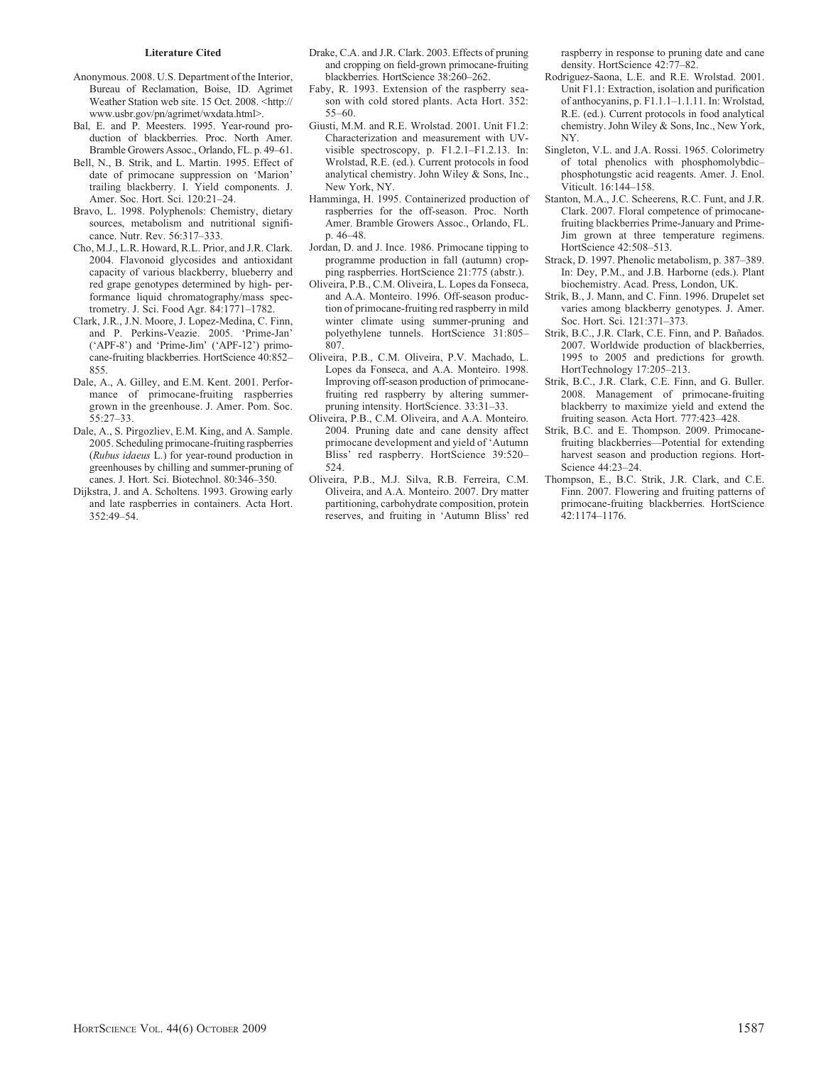#### Literature Cited

Anonymous. 2008. U.S. Department of the Interior, Bureau of Reclamation, Boise, ID. Agrimet Weather Station web site. 15 Oct. 2008. <http://www.usbr.gov/pn/agrimet/wxdata.html>.

Bal, E. and P. Meesters. 1995. Year-round production of blackberries. Proc. North Amer. Bramble Growers Assoc., Orlando, FL. p. 49–61.

Bell, N., B. Strik, and L. Martin. 1995. Effect of date of primocane suppression on 'Marion' trailing blackberry. I. Yield components. J. Amer. Soc. Hort. Sci. 120:21–24.

Bravo, L. 1998. Polyphenols: Chemistry, dietary sources, metabolism and nutritional significance. Nutr. Rev. 56:317–333.

Cho, M.J., L.R. Howard, R.L. Prior, and J.R. Clark. 2004. Flavonoid glycosides and antioxidant capacity of various blackberry, blueberry and red grape genotypes determined by high- performance liquid chromatography/mass spectrometry. J. Sci. Food Agr. 84:1771–1782.

Clark, J.R., J.N. Moore, J. Lopez-Medina, C. Finn, and P. Perkins-Veazie. 2005. 'Prime-Jan' ('APF-8') and 'Prime-Jim' ('APF-12') primocane-fruiting blackberries. HortScience 40:852–855.

Dale, A., A. Gilley, and E.M. Kent. 2001. Performance of primocane-fruiting raspberries grown in the greenhouse. J. Amer. Pom. Soc. 55:27–33.

Dale, A., S. Pirgozliev, E.M. King, and A. Sample. 2005. Scheduling primocane-fruiting raspberries (*Rubus idaeus* L.) for year-round production in greenhouses by chilling and summer-pruning of canes. J. Hort. Sci. Biotechnol. 80:346–350.

Dijkstra, J. and A. Scholtens. 1993. Growing early and late raspberries in containers. Acta Hort. 352:49–54.

Drake, C.A. and J.R. Clark. 2003. Effects of pruning and cropping on field-grown primocane-fruiting blackberries. HortScience 38:260–262.

Faby, R. 1993. Extension of the raspberry season with cold stored plants. Acta Hort. 352: 55–60.

Giusti, M.M. and R.E. Wrolstad. 2001. Unit F1.2: Characterization and measurement with UV-visible spectroscopy, p. F1.2.1–F1.2.13. In: Wrolstad, R.E. (ed.). Current protocols in food analytical chemistry. John Wiley & Sons, Inc., New York, NY.

Hamminga, H. 1995. Containerized production of raspberries for the off-season. Proc. North Amer. Bramble Growers Assoc., Orlando, FL. p. 46–48.

Jordan, D. and J. Ince. 1986. Primocane tipping to programme production in fall (autumn) cropping raspberries. HortScience 21:775 (abstr.).

Oliveira, P.B., C.M. Oliveira, L. Lopes da Fonseca, and A.A. Monteiro. 1996. Off-season production of primocane-fruiting red raspberry in mild winter climate using summer-pruning and polyethylene tunnels. HortScience 31:805–807.

Oliveira, P.B., C.M. Oliveira, P.V. Machado, L. Lopes da Fonseca, and A.A. Monteiro. 1998. Improving off-season production of primocane-fruiting red raspberry by altering summer-pruning intensity. HortScience. 33:31–33.

Oliveira, P.B., C.M. Oliveira, and A.A. Monteiro. 2004. Pruning date and cane density affect primocane development and yield of 'Autumn Bliss' red raspberry. HortScience 39:520–524.

Oliveira, P.B., M.J. Silva, R.B. Ferreira, C.M. Oliveira, and A.A. Monteiro. 2007. Dry matter partitioning, carbohydrate composition, protein reserves, and fruiting in 'Autumn Bliss' red raspberry in response to pruning date and cane density. HortScience 42:77–82.

Rodriguez-Saona, L.E. and R.E. Wrolstad. 2001. Unit F1.1: Extraction, isolation and purification of anthocyanins, p. F1.1.1–1.1.11. In: Wrolstad, R.E. (ed.). Current protocols in food analytical chemistry. John Wiley & Sons, Inc., New York, NY.

Singleton, V.L. and J.A. Rossi. 1965. Colorimetry of total phenolics with phosphomolybdic–phosphotungstic acid reagents. Amer. J. Enol. Viticult. 16:144–158.

Stanton, M.A., J.C. Scheerens, R.C. Funt, and J.R. Clark. 2007. Floral competence of primocane-fruiting blackberries Prime-January and Prime-Jim grown at three temperature regimens. HortScience 42:508–513.

Strack, D. 1997. Phenolic metabolism, p. 387–389. In: Dey, P.M., and J.B. Harborne (eds.). Plant biochemistry. Acad. Press, London, UK.

Strik, B., J. Mann, and C. Finn. 1996. Drupelet set varies among blackberry genotypes. J. Amer. Soc. Hort. Sci. 121:371–373.

Strik, B.C., J.R. Clark, C.E. Finn, and P. Bañados. 2007. Worldwide production of blackberries, 1995 to 2005 and predictions for growth. HortTechnology 17:205–213.

Strik, B.C., J.R. Clark, C.E. Finn, and G. Buller. 2008. Management of primocane-fruiting blackberry to maximize yield and extend the fruiting season. Acta Hort. 777:423–428.

Strik, B.C. and E. Thompson. 2009. Primocane-fruiting blackberries—Potential for extending harvest season and production regions. HortScience 44:23–24.

Thompson, E., B.C. Strik, J.R. Clark, and C.E. Finn. 2007. Flowering and fruiting patterns of primocane-fruiting blackberries. HortScience 42:1174–1176.